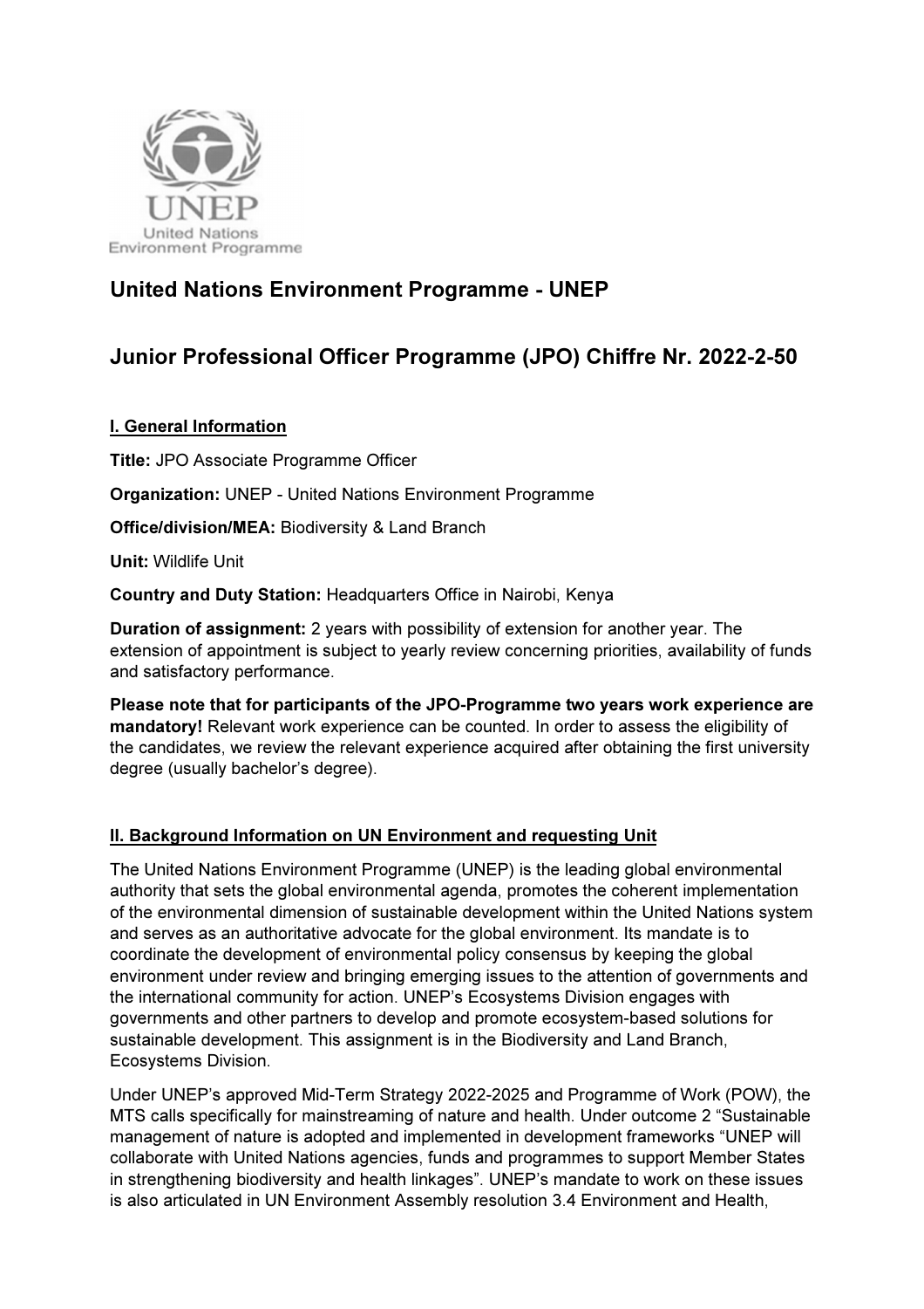United Nations Environment Programme

# United Nations Environment Programme - UNEP

# Junior Professional Officer Programme (JPO) Chiffre Nr. 2022-2-50

## I. General Information

**Title:** JPO Associate Programme Officer

**Organization:** UNEP - United Nations Environment Programme

**Office/division/MEA:** Biodiversity & Land Branch

**Unit:** Wildlife Unit

**Country and Duty Station:** Headquarters Office in Nairobi, Kenya

**Duration of assignment:** 2 years with possibility of extension for another year. The extension of appointment is subject to yearly review concerning priorities, availability of funds and satisfactory performance.

**Please note that for participants of the JPO-Programme two years work experience are mandatory!** Relevant work experience can be counted. In order to assess the eligibility of the candidates, we review the relevant experience acquired after obtaining the first university degree (usually bachelor's degree).

## II. Background Information on UN Environment and requesting Unit

The United Nations Environment Programme (UNEP) is the leading global environmental authority that sets the global environmental agenda, promotes the coherent implementation of the environmental dimension of sustainable development within the United Nations system and serves as an authoritative advocate for the global environment. Its mandate is to coordinate the development of environmental policy consensus by keeping the global environment under review and bringing emerging issues to the attention of governments and the international community for action. UNEP's Ecosystems Division engages with governments and other partners to develop and promote ecosystem-based solutions for sustainable development. This assignment is in the Biodiversity and Land Branch, Ecosystems Division.

Under UNEP's approved Mid-Term Strategy 2022-2025 and Programme of Work (POW), the MTS calls specifically for mainstreaming of nature and health. Under outcome 2 "Sustainable management of nature is adopted and implemented in development frameworks "UNEP will collaborate with United Nations agencies, funds and programmes to support Member States in strengthening biodiversity and health linkages". UNEP's mandate to work on these issues is also articulated in UN Environment Assembly resolution 3.4 Environment and Health,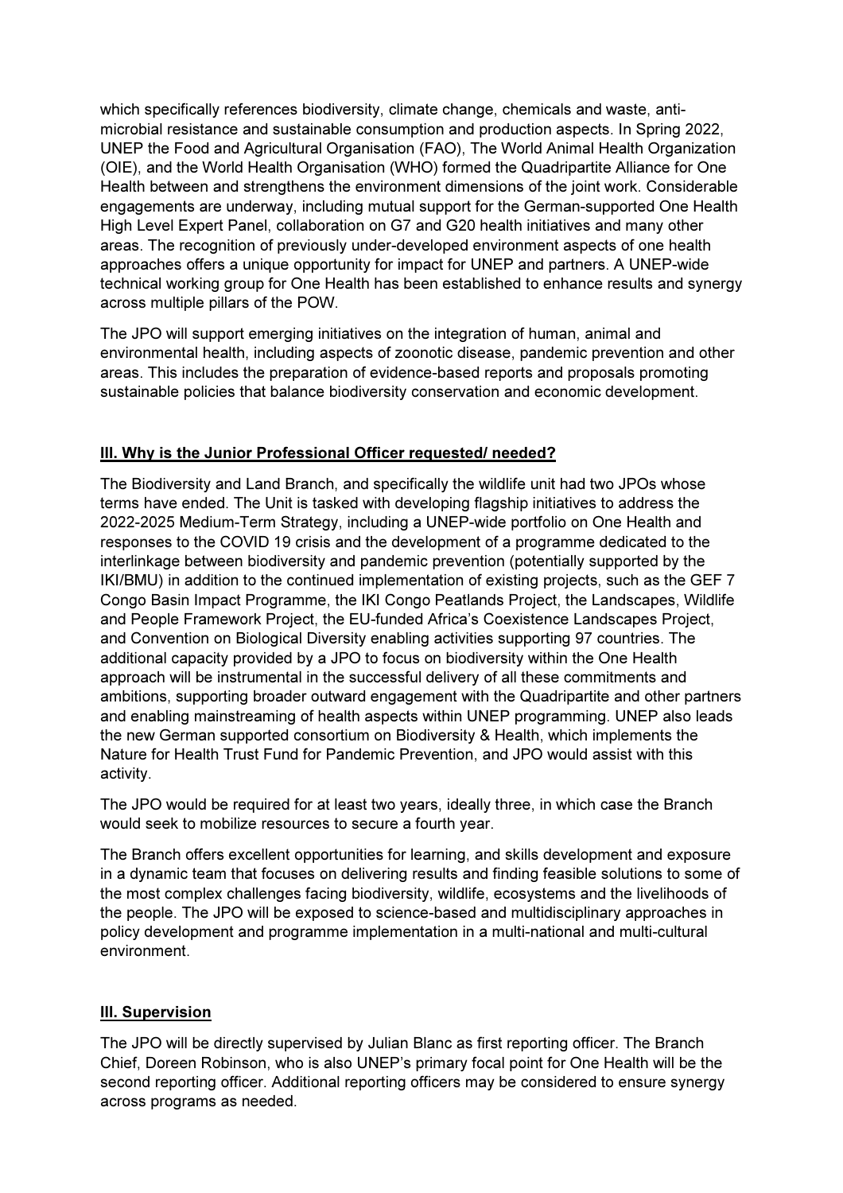which specifically references biodiversity, climate change, chemicals and waste, anti-microbial resistance and sustainable consumption and production aspects. In Spring 2022, UNEP the Food and Agricultural Organisation (FAO), The World Animal Health Organization (OIE), and the World Health Organisation (WHO) formed the Quadripartite Alliance for One Health between and strengthens the environment dimensions of the joint work. Considerable engagements are underway, including mutual support for the German-supported One Health High Level Expert Panel, collaboration on G7 and G20 health initiatives and many other areas. The recognition of previously under-developed environment aspects of one health approaches offers a unique opportunity for impact for UNEP and partners. A UNEP-wide technical working group for One Health has been established to enhance results and synergy across multiple pillars of the POW.

The JPO will support emerging initiatives on the integration of human, animal and environmental health, including aspects of zoonotic disease, pandemic prevention and other areas. This includes the preparation of evidence-based reports and proposals promoting sustainable policies that balance biodiversity conservation and economic development.

## III. Why is the Junior Professional Officer requested/ needed?

The Biodiversity and Land Branch, and specifically the wildlife unit had two JPOs whose terms have ended. The Unit is tasked with developing flagship initiatives to address the 2022-2025 Medium-Term Strategy, including a UNEP-wide portfolio on One Health and responses to the COVID 19 crisis and the development of a programme dedicated to the interlinkage between biodiversity and pandemic prevention (potentially supported by the IKI/BMU) in addition to the continued implementation of existing projects, such as the GEF 7 Congo Basin Impact Programme, the IKI Congo Peatlands Project, the Landscapes, Wildlife and People Framework Project, the EU-funded Africa's Coexistence Landscapes Project, and Convention on Biological Diversity enabling activities supporting 97 countries. The additional capacity provided by a JPO to focus on biodiversity within the One Health approach will be instrumental in the successful delivery of all these commitments and ambitions, supporting broader outward engagement with the Quadripartite and other partners and enabling mainstreaming of health aspects within UNEP programming. UNEP also leads the new German supported consortium on Biodiversity & Health, which implements the Nature for Health Trust Fund for Pandemic Prevention, and JPO would assist with this activity.

The JPO would be required for at least two years, ideally three, in which case the Branch would seek to mobilize resources to secure a fourth year.

The Branch offers excellent opportunities for learning, and skills development and exposure in a dynamic team that focuses on delivering results and finding feasible solutions to some of the most complex challenges facing biodiversity, wildlife, ecosystems and the livelihoods of the people. The JPO will be exposed to science-based and multidisciplinary approaches in policy development and programme implementation in a multi-national and multi-cultural environment.

## III. Supervision

The JPO will be directly supervised by Julian Blanc as first reporting officer. The Branch Chief, Doreen Robinson, who is also UNEP's primary focal point for One Health will be the second reporting officer. Additional reporting officers may be considered to ensure synergy across programs as needed.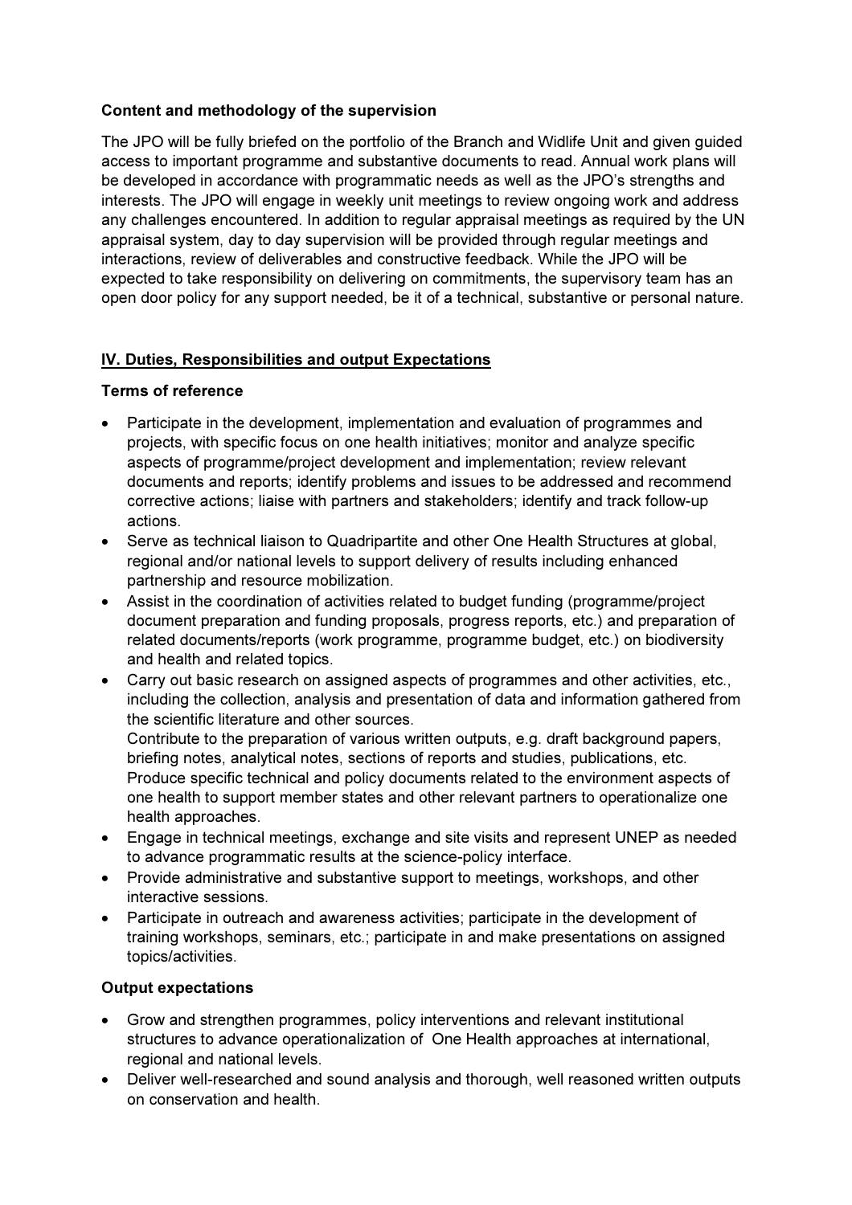**Content and methodology of the supervision**

The JPO will be fully briefed on the portfolio of the Branch and Widlife Unit and given guided access to important programme and substantive documents to read. Annual work plans will be developed in accordance with programmatic needs as well as the JPO's strengths and interests. The JPO will engage in weekly unit meetings to review ongoing work and address any challenges encountered. In addition to regular appraisal meetings as required by the UN appraisal system, day to day supervision will be provided through regular meetings and interactions, review of deliverables and constructive feedback. While the JPO will be expected to take responsibility on delivering on commitments, the supervisory team has an open door policy for any support needed, be it of a technical, substantive or personal nature.

## IV. Duties, Responsibilities and output Expectations

**Terms of reference**

- Participate in the development, implementation and evaluation of programmes and projects, with specific focus on one health initiatives; monitor and analyze specific aspects of programme/project development and implementation; review relevant documents and reports; identify problems and issues to be addressed and recommend corrective actions; liaise with partners and stakeholders; identify and track follow-up actions.
- Serve as technical liaison to Quadripartite and other One Health Structures at global, regional and/or national levels to support delivery of results including enhanced partnership and resource mobilization.
- Assist in the coordination of activities related to budget funding (programme/project document preparation and funding proposals, progress reports, etc.) and preparation of related documents/reports (work programme, programme budget, etc.) on biodiversity and health and related topics.
- Carry out basic research on assigned aspects of programmes and other activities, etc., including the collection, analysis and presentation of data and information gathered from the scientific literature and other sources.
  Contribute to the preparation of various written outputs, e.g. draft background papers, briefing notes, analytical notes, sections of reports and studies, publications, etc.
  Produce specific technical and policy documents related to the environment aspects of one health to support member states and other relevant partners to operationalize one health approaches.
- Engage in technical meetings, exchange and site visits and represent UNEP as needed to advance programmatic results at the science-policy interface.
- Provide administrative and substantive support to meetings, workshops, and other interactive sessions.
- Participate in outreach and awareness activities; participate in the development of training workshops, seminars, etc.; participate in and make presentations on assigned topics/activities.

**Output expectations**

- Grow and strengthen programmes, policy interventions and relevant institutional structures to advance operationalization of One Health approaches at international, regional and national levels.
- Deliver well-researched and sound analysis and thorough, well reasoned written outputs on conservation and health.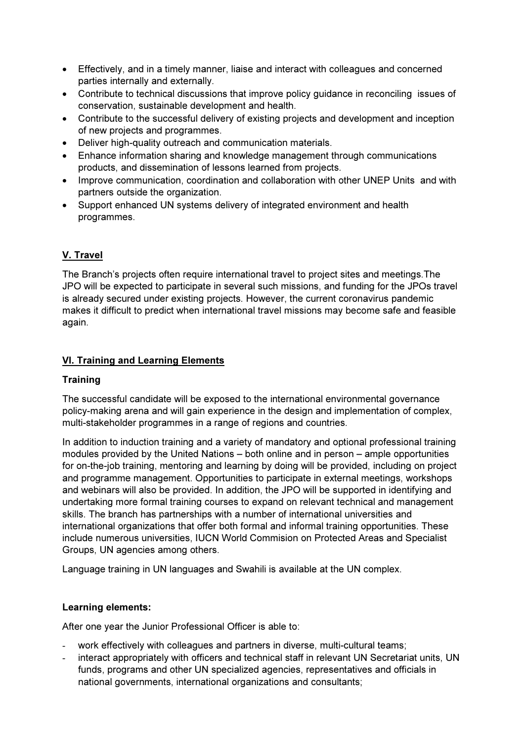- Effectively, and in a timely manner, liaise and interact with colleagues and concerned parties internally and externally.
- Contribute to technical discussions that improve policy guidance in reconciling issues of conservation, sustainable development and health.
- Contribute to the successful delivery of existing projects and development and inception of new projects and programmes.
- Deliver high-quality outreach and communication materials.
- Enhance information sharing and knowledge management through communications products, and dissemination of lessons learned from projects.
- Improve communication, coordination and collaboration with other UNEP Units and with partners outside the organization.
- Support enhanced UN systems delivery of integrated environment and health programmes.

## V. Travel

The Branch's projects often require international travel to project sites and meetings.The JPO will be expected to participate in several such missions, and funding for the JPOs travel is already secured under existing projects. However, the current coronavirus pandemic makes it difficult to predict when international travel missions may become safe and feasible again.

## VI. Training and Learning Elements

### Training

The successful candidate will be exposed to the international environmental governance policy-making arena and will gain experience in the design and implementation of complex, multi-stakeholder programmes in a range of regions and countries.

In addition to induction training and a variety of mandatory and optional professional training modules provided by the United Nations – both online and in person – ample opportunities for on-the-job training, mentoring and learning by doing will be provided, including on project and programme management. Opportunities to participate in external meetings, workshops and webinars will also be provided. In addition, the JPO will be supported in identifying and undertaking more formal training courses to expand on relevant technical and management skills. The branch has partnerships with a number of international universities and international organizations that offer both formal and informal training opportunities. These include numerous universities, IUCN World Commision on Protected Areas and Specialist Groups, UN agencies among others.

Language training in UN languages and Swahili is available at the UN complex.

### Learning elements:

After one year the Junior Professional Officer is able to:

- work effectively with colleagues and partners in diverse, multi-cultural teams;
- interact appropriately with officers and technical staff in relevant UN Secretariat units, UN funds, programs and other UN specialized agencies, representatives and officials in national governments, international organizations and consultants;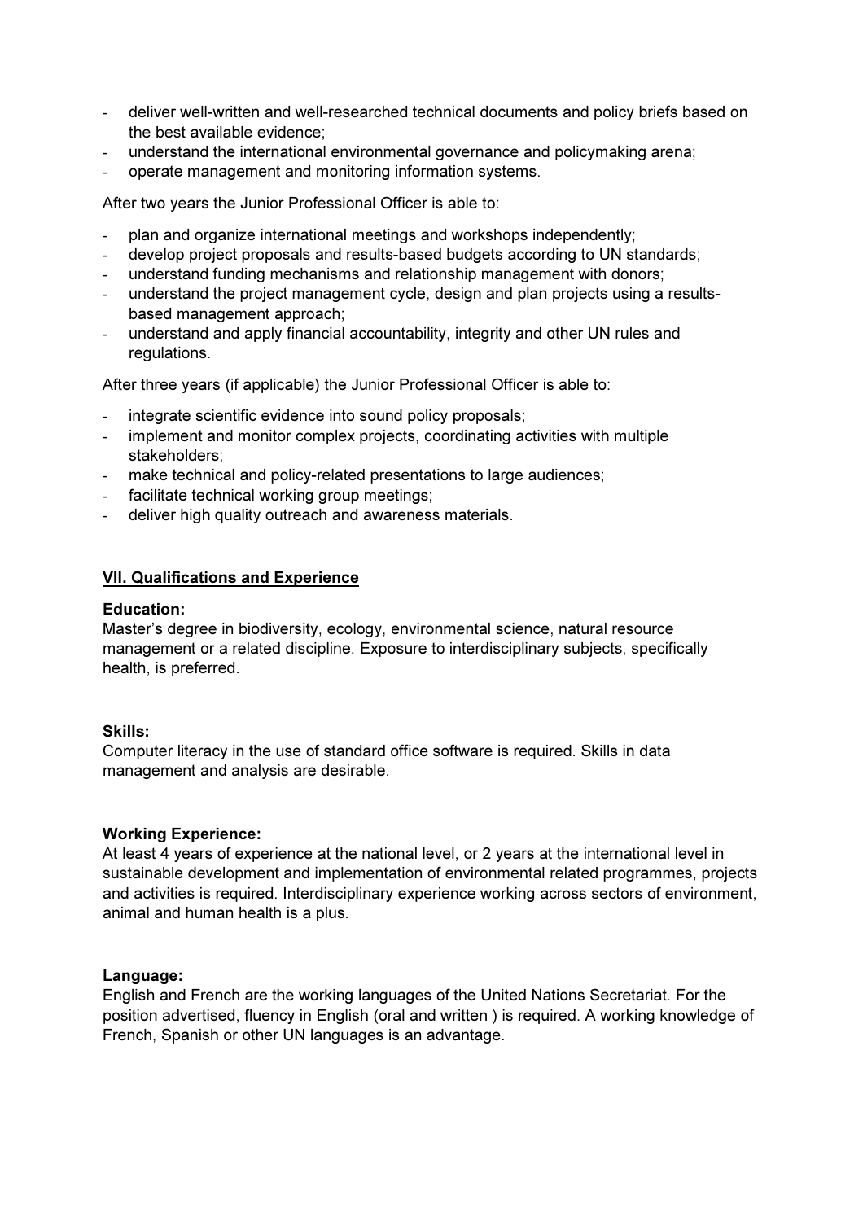- deliver well-written and well-researched technical documents and policy briefs based on the best available evidence;
- understand the international environmental governance and policymaking arena;
- operate management and monitoring information systems.

After two years the Junior Professional Officer is able to:

- plan and organize international meetings and workshops independently;
- develop project proposals and results-based budgets according to UN standards;
- understand funding mechanisms and relationship management with donors;
- understand the project management cycle, design and plan projects using a results-based management approach;
- understand and apply financial accountability, integrity and other UN rules and regulations.

After three years (if applicable) the Junior Professional Officer is able to:

- integrate scientific evidence into sound policy proposals;
- implement and monitor complex projects, coordinating activities with multiple stakeholders;
- make technical and policy-related presentations to large audiences;
- facilitate technical working group meetings;
- deliver high quality outreach and awareness materials.

## VII. Qualifications and Experience

**Education:**
Master's degree in biodiversity, ecology, environmental science, natural resource management or a related discipline. Exposure to interdisciplinary subjects, specifically health, is preferred.

**Skills:**
Computer literacy in the use of standard office software is required. Skills in data management and analysis are desirable.

**Working Experience:**
At least 4 years of experience at the national level, or 2 years at the international level in sustainable development and implementation of environmental related programmes, projects and activities is required. Interdisciplinary experience working across sectors of environment, animal and human health is a plus.

**Language:**
English and French are the working languages of the United Nations Secretariat. For the position advertised, fluency in English (oral and written ) is required. A working knowledge of French, Spanish or other UN languages is an advantage.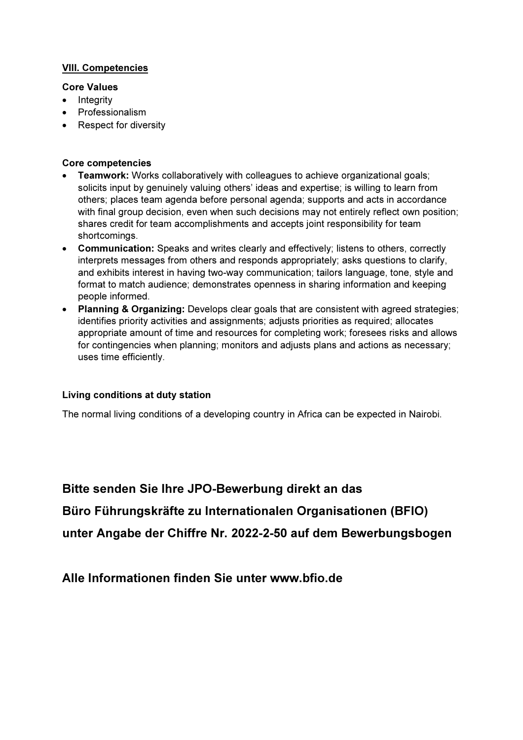## VIII. Competencies

**Core Values**

- Integrity
- Professionalism
- Respect for diversity

**Core competencies**

- **Teamwork:** Works collaboratively with colleagues to achieve organizational goals; solicits input by genuinely valuing others' ideas and expertise; is willing to learn from others; places team agenda before personal agenda; supports and acts in accordance with final group decision, even when such decisions may not entirely reflect own position; shares credit for team accomplishments and accepts joint responsibility for team shortcomings.
- **Communication:** Speaks and writes clearly and effectively; listens to others, correctly interprets messages from others and responds appropriately; asks questions to clarify, and exhibits interest in having two-way communication; tailors language, tone, style and format to match audience; demonstrates openness in sharing information and keeping people informed.
- **Planning & Organizing:** Develops clear goals that are consistent with agreed strategies; identifies priority activities and assignments; adjusts priorities as required; allocates appropriate amount of time and resources for completing work; foresees risks and allows for contingencies when planning; monitors and adjusts plans and actions as necessary; uses time efficiently.

**Living conditions at duty station**

The normal living conditions of a developing country in Africa can be expected in Nairobi.

**Bitte senden Sie Ihre JPO-Bewerbung direkt an das Büro Führungskräfte zu Internationalen Organisationen (BFIO) unter Angabe der Chiffre Nr. 2022-2-50 auf dem Bewerbungsbogen**

**Alle Informationen finden Sie unter www.bfio.de**